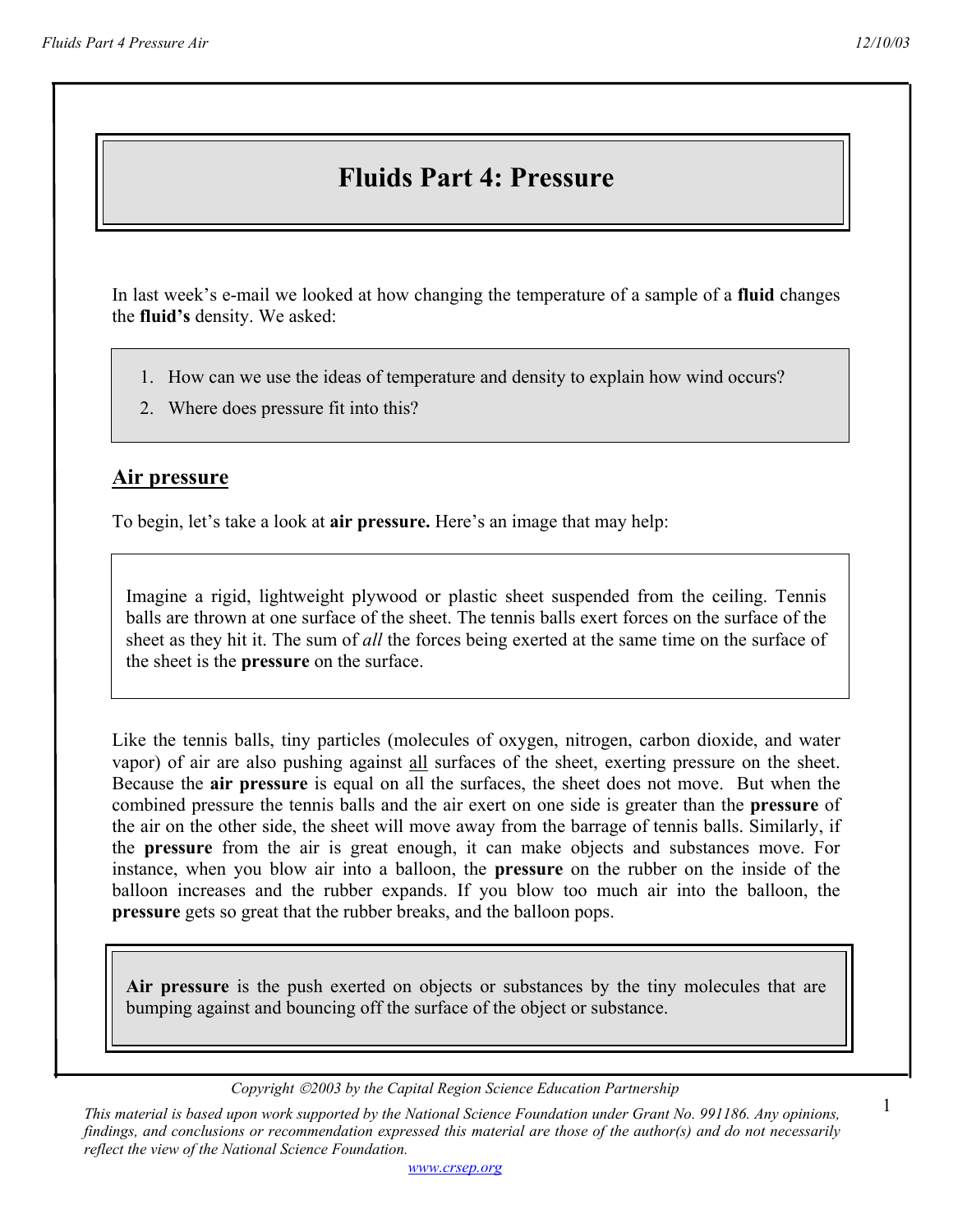# Fluids Part 4: Pressure

In last week's e-mail we looked at how changing the temperature of a sample of a **fluid** changes the **fluid's** density. We asked:

1. How can we use the ideas of temperature and density to explain how wind occurs?
2. Where does pressure fit into this?

## Air pressure

To begin, let's take a look at **air pressure.** Here's an image that may help:

Imagine a rigid, lightweight plywood or plastic sheet suspended from the ceiling. Tennis balls are thrown at one surface of the sheet. The tennis balls exert forces on the surface of the sheet as they hit it. The sum of *all* the forces being exerted at the same time on the surface of the sheet is the **pressure** on the surface.

Like the tennis balls, tiny particles (molecules of oxygen, nitrogen, carbon dioxide, and water vapor) of air are also pushing against all surfaces of the sheet, exerting pressure on the sheet. Because the **air pressure** is equal on all the surfaces, the sheet does not move. But when the combined pressure the tennis balls and the air exert on one side is greater than the **pressure** of the air on the other side, the sheet will move away from the barrage of tennis balls. Similarly, if the **pressure** from the air is great enough, it can make objects and substances move. For instance, when you blow air into a balloon, the **pressure** on the rubber on the inside of the balloon increases and the rubber expands. If you blow too much air into the balloon, the **pressure** gets so great that the rubber breaks, and the balloon pops.

**Air pressure** is the push exerted on objects or substances by the tiny molecules that are bumping against and bouncing off the surface of the object or substance.

*Copyright ©2003 by the Capital Region Science Education Partnership*

*This material is based upon work supported by the National Science Foundation under Grant No. 991186. Any opinions, findings, and conclusions or recommendation expressed this material are those of the author(s) and do not necessarily reflect the view of the National Science Foundation.*

www.crsep.org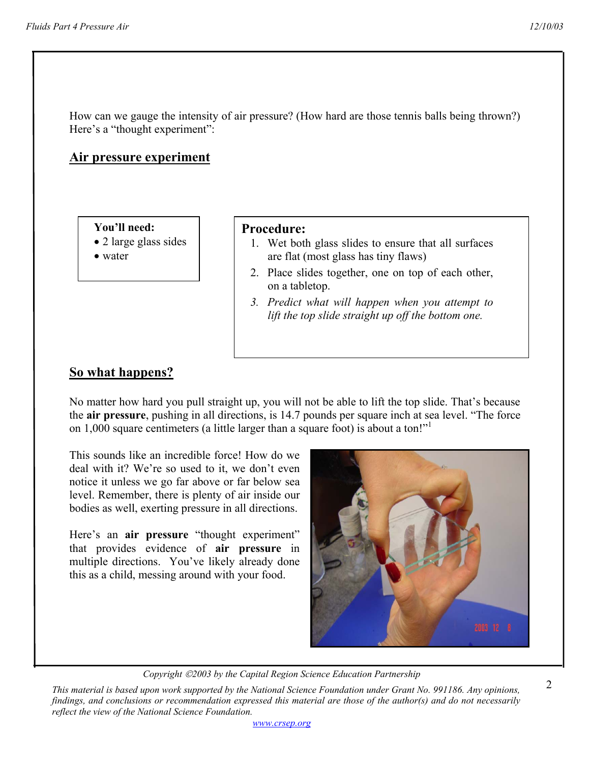How can we gauge the intensity of air pressure? (How hard are those tennis balls being thrown?) Here's a "thought experiment":

## Air pressure experiment

**You'll need:**

- 2 large glass sides
- water

**Procedure:**

1. Wet both glass slides to ensure that all surfaces are flat (most glass has tiny flaws)
2. Place slides together, one on top of each other, on a tabletop.
3. *Predict what will happen when you attempt to lift the top slide straight up off the bottom one.*

## So what happens?

No matter how hard you pull straight up, you will not be able to lift the top slide. That's because the **air pressure**, pushing in all directions, is 14.7 pounds per square inch at sea level. "The force on 1,000 square centimeters (a little larger than a square foot) is about a ton!"[1]

This sounds like an incredible force! How do we deal with it? We're so used to it, we don't even notice it unless we go far above or far below sea level. Remember, there is plenty of air inside our bodies as well, exerting pressure in all directions.

Here's an **air pressure** "thought experiment" that provides evidence of **air pressure** in multiple directions. You've likely already done this as a child, messing around with your food.

*Copyright ©2003 by the Capital Region Science Education Partnership*

*This material is based upon work supported by the National Science Foundation under Grant No. 991186. Any opinions, findings, and conclusions or recommendation expressed this material are those of the author(s) and do not necessarily reflect the view of the National Science Foundation.*

www.crsep.org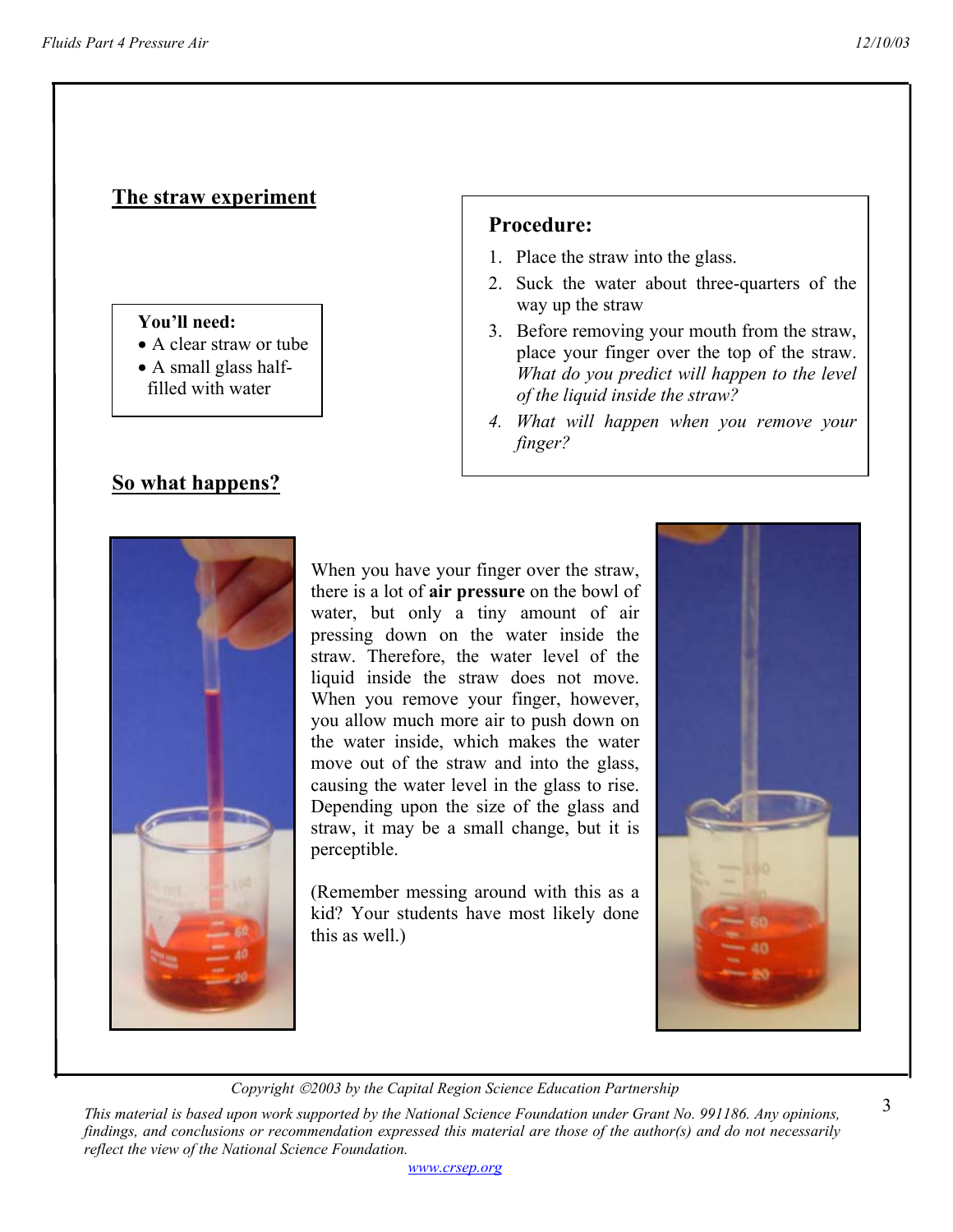## The straw experiment

**You'll need:**

- A clear straw or tube
- A small glass half-filled with water

**Procedure:**

1. Place the straw into the glass.
2. Suck the water about three-quarters of the way up the straw
3. Before removing your mouth from the straw, place your finger over the top of the straw. *What do you predict will happen to the level of the liquid inside the straw?*
4. *What will happen when you remove your finger?*

## So what happens?

When you have your finger over the straw, there is a lot of **air pressure** on the bowl of water, but only a tiny amount of air pressing down on the water inside the straw. Therefore, the water level of the liquid inside the straw does not move. When you remove your finger, however, you allow much more air to push down on the water inside, which makes the water move out of the straw and into the glass, causing the water level in the glass to rise. Depending upon the size of the glass and straw, it may be a small change, but it is perceptible.

(Remember messing around with this as a kid? Your students have most likely done this as well.)

*Copyright ©2003 by the Capital Region Science Education Partnership*

*This material is based upon work supported by the National Science Foundation under Grant No. 991186. Any opinions, findings, and conclusions or recommendation expressed this material are those of the author(s) and do not necessarily reflect the view of the National Science Foundation.*

www.crsep.org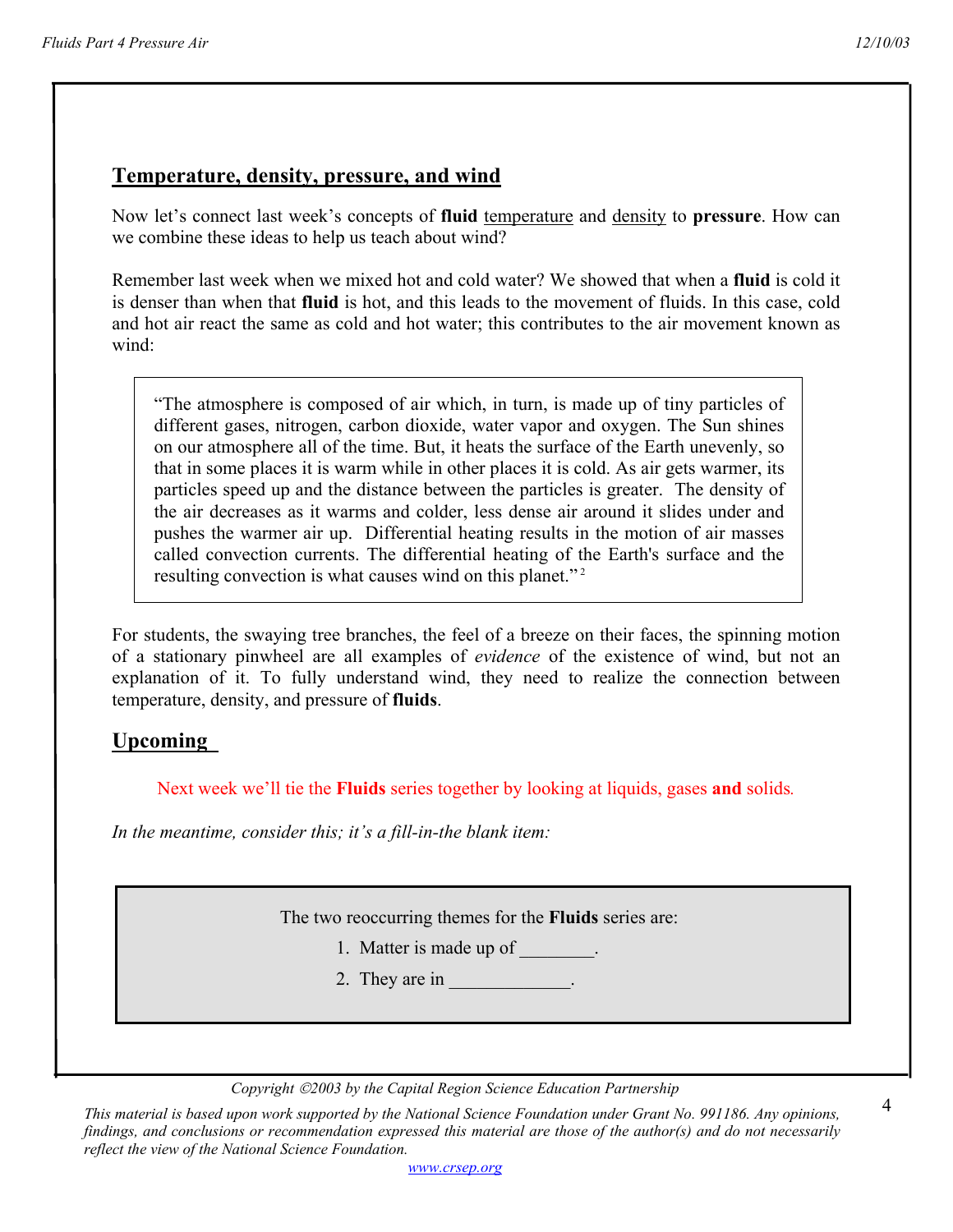## Temperature, density, pressure, and wind

Now let's connect last week's concepts of **fluid** temperature and density to **pressure**. How can we combine these ideas to help us teach about wind?

Remember last week when we mixed hot and cold water? We showed that when a **fluid** is cold it is denser than when that **fluid** is hot, and this leads to the movement of fluids. In this case, cold and hot air react the same as cold and hot water; this contributes to the air movement known as wind:

> "The atmosphere is composed of air which, in turn, is made up of tiny particles of different gases, nitrogen, carbon dioxide, water vapor and oxygen. The Sun shines on our atmosphere all of the time. But, it heats the surface of the Earth unevenly, so that in some places it is warm while in other places it is cold. As air gets warmer, its particles speed up and the distance between the particles is greater. The density of the air decreases as it warms and colder, less dense air around it slides under and pushes the warmer air up. Differential heating results in the motion of air masses called convection currents. The differential heating of the Earth's surface and the resulting convection is what causes wind on this planet."[2]

For students, the swaying tree branches, the feel of a breeze on their faces, the spinning motion of a stationary pinwheel are all examples of *evidence* of the existence of wind, but not an explanation of it. To fully understand wind, they need to realize the connection between temperature, density, and pressure of **fluids**.

## Upcoming

Next week we'll tie the **Fluids** series together by looking at liquids, gases **and** solids.

*In the meantime, consider this; it's a fill-in-the blank item:*

> The two reoccurring themes for the **Fluids** series are:
>
> 1. Matter is made up of ________.
> 2. They are in _____________.

*Copyright ©2003 by the Capital Region Science Education Partnership*

*This material is based upon work supported by the National Science Foundation under Grant No. 991186. Any opinions, findings, and conclusions or recommendation expressed this material are those of the author(s) and do not necessarily reflect the view of the National Science Foundation.*

www.crsep.org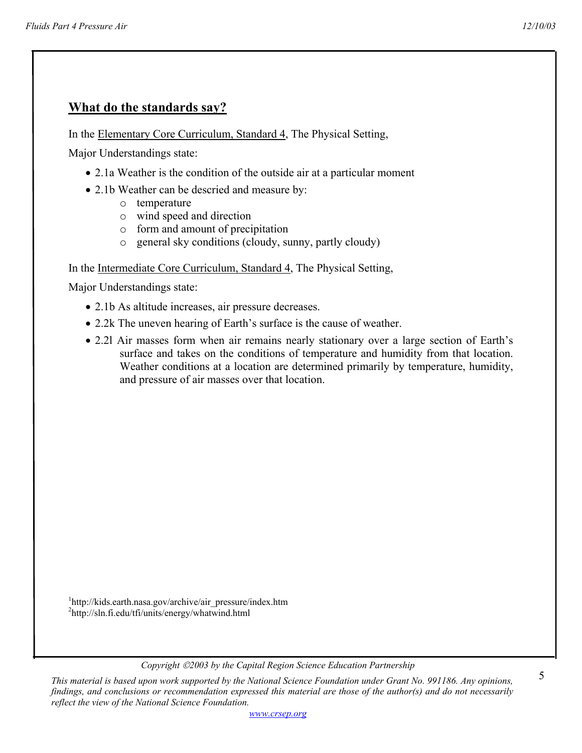## What do the standards say?

In the Elementary Core Curriculum, Standard 4, The Physical Setting,

Major Understandings state:

- 2.1a Weather is the condition of the outside air at a particular moment
- 2.1b Weather can be descried and measure by:
  - temperature
  - wind speed and direction
  - form and amount of precipitation
  - general sky conditions (cloudy, sunny, partly cloudy)

In the Intermediate Core Curriculum, Standard 4, The Physical Setting,

Major Understandings state:

- 2.1b As altitude increases, air pressure decreases.
- 2.2k The uneven hearing of Earth's surface is the cause of weather.
- 2.2l Air masses form when air remains nearly stationary over a large section of Earth's surface and takes on the conditions of temperature and humidity from that location. Weather conditions at a location are determined primarily by temperature, humidity, and pressure of air masses over that location.

[1] http://kids.earth.nasa.gov/archive/air_pressure/index.htm
[2] http://sln.fi.edu/tfi/units/energy/whatwind.html

*Copyright ©2003 by the Capital Region Science Education Partnership*

*This material is based upon work supported by the National Science Foundation under Grant No. 991186. Any opinions, findings, and conclusions or recommendation expressed this material are those of the author(s) and do not necessarily reflect the view of the National Science Foundation.*

www.crsep.org